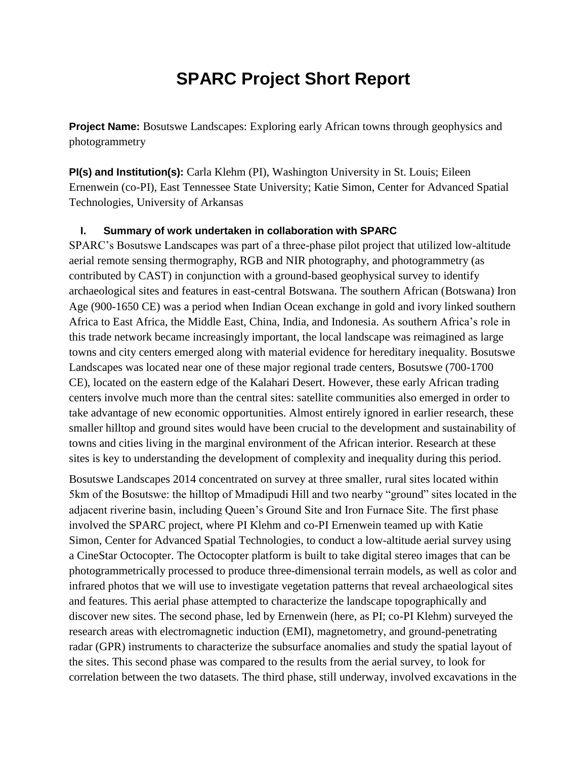# SPARC Project Short Report

**Project Name:** Bosutswe Landscapes: Exploring early African towns through geophysics and photogrammetry

**PI(s) and Institution(s):** Carla Klehm (PI), Washington University in St. Louis; Eileen Ernenwein (co-PI), East Tennessee State University; Katie Simon, Center for Advanced Spatial Technologies, University of Arkansas

## I. Summary of work undertaken in collaboration with SPARC

SPARC's Bosutswe Landscapes was part of a three-phase pilot project that utilized low-altitude aerial remote sensing thermography, RGB and NIR photography, and photogrammetry (as contributed by CAST) in conjunction with a ground-based geophysical survey to identify archaeological sites and features in east-central Botswana. The southern African (Botswana) Iron Age (900-1650 CE) was a period when Indian Ocean exchange in gold and ivory linked southern Africa to East Africa, the Middle East, China, India, and Indonesia. As southern Africa's role in this trade network became increasingly important, the local landscape was reimagined as large towns and city centers emerged along with material evidence for hereditary inequality. Bosutswe Landscapes was located near one of these major regional trade centers, Bosutswe (700-1700 CE), located on the eastern edge of the Kalahari Desert. However, these early African trading centers involve much more than the central sites: satellite communities also emerged in order to take advantage of new economic opportunities. Almost entirely ignored in earlier research, these smaller hilltop and ground sites would have been crucial to the development and sustainability of towns and cities living in the marginal environment of the African interior. Research at these sites is key to understanding the development of complexity and inequality during this period.

Bosutswe Landscapes 2014 concentrated on survey at three smaller, rural sites located within 5km of the Bosutswe: the hilltop of Mmadipudi Hill and two nearby "ground" sites located in the adjacent riverine basin, including Queen's Ground Site and Iron Furnace Site. The first phase involved the SPARC project, where PI Klehm and co-PI Ernenwein teamed up with Katie Simon, Center for Advanced Spatial Technologies, to conduct a low-altitude aerial survey using a CineStar Octocopter. The Octocopter platform is built to take digital stereo images that can be photogrammetrically processed to produce three-dimensional terrain models, as well as color and infrared photos that we will use to investigate vegetation patterns that reveal archaeological sites and features. This aerial phase attempted to characterize the landscape topographically and discover new sites. The second phase, led by Ernenwein (here, as PI; co-PI Klehm) surveyed the research areas with electromagnetic induction (EMI), magnetometry, and ground-penetrating radar (GPR) instruments to characterize the subsurface anomalies and study the spatial layout of the sites. This second phase was compared to the results from the aerial survey, to look for correlation between the two datasets. The third phase, still underway, involved excavations in the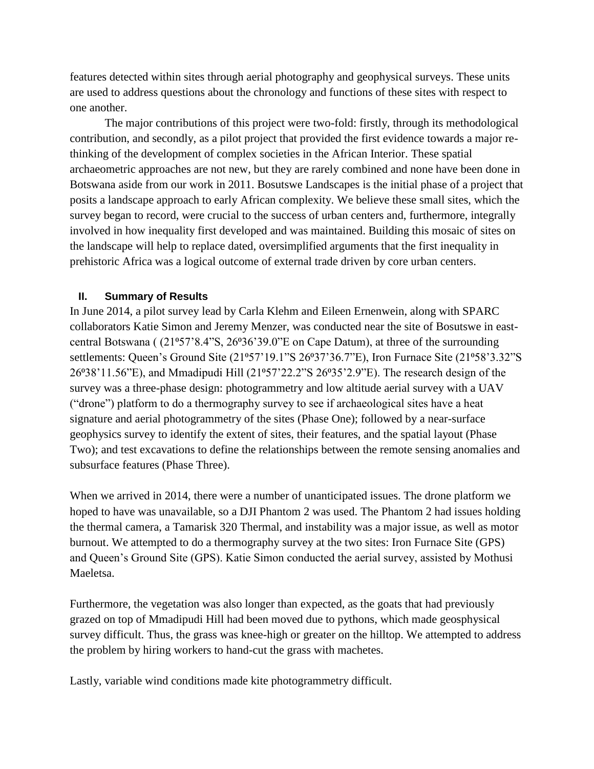features detected within sites through aerial photography and geophysical surveys. These units are used to address questions about the chronology and functions of these sites with respect to one another.

The major contributions of this project were two-fold: firstly, through its methodological contribution, and secondly, as a pilot project that provided the first evidence towards a major re-thinking of the development of complex societies in the African Interior. These spatial archaeometric approaches are not new, but they are rarely combined and none have been done in Botswana aside from our work in 2011. Bosutswe Landscapes is the initial phase of a project that posits a landscape approach to early African complexity. We believe these small sites, which the survey began to record, were crucial to the success of urban centers and, furthermore, integrally involved in how inequality first developed and was maintained. Building this mosaic of sites on the landscape will help to replace dated, oversimplified arguments that the first inequality in prehistoric Africa was a logical outcome of external trade driven by core urban centers.

## II. Summary of Results

In June 2014, a pilot survey lead by Carla Klehm and Eileen Ernenwein, along with SPARC collaborators Katie Simon and Jeremy Menzer, was conducted near the site of Bosutswe in east-central Botswana ( (21º57'8.4"S, 26º36'39.0"E on Cape Datum), at three of the surrounding settlements: Queen's Ground Site (21º57'19.1"S 26º37'36.7"E), Iron Furnace Site (21º58'3.32"S 26º38'11.56"E), and Mmadipudi Hill (21º57'22.2"S 26º35'2.9"E). The research design of the survey was a three-phase design: photogrammetry and low altitude aerial survey with a UAV ("drone") platform to do a thermography survey to see if archaeological sites have a heat signature and aerial photogrammetry of the sites (Phase One); followed by a near-surface geophysics survey to identify the extent of sites, their features, and the spatial layout (Phase Two); and test excavations to define the relationships between the remote sensing anomalies and subsurface features (Phase Three).

When we arrived in 2014, there were a number of unanticipated issues. The drone platform we hoped to have was unavailable, so a DJI Phantom 2 was used. The Phantom 2 had issues holding the thermal camera, a Tamarisk 320 Thermal, and instability was a major issue, as well as motor burnout. We attempted to do a thermography survey at the two sites: Iron Furnace Site (GPS) and Queen's Ground Site (GPS). Katie Simon conducted the aerial survey, assisted by Mothusi Maeletsa.

Furthermore, the vegetation was also longer than expected, as the goats that had previously grazed on top of Mmadipudi Hill had been moved due to pythons, which made geosphysical survey difficult. Thus, the grass was knee-high or greater on the hilltop. We attempted to address the problem by hiring workers to hand-cut the grass with machetes.

Lastly, variable wind conditions made kite photogrammetry difficult.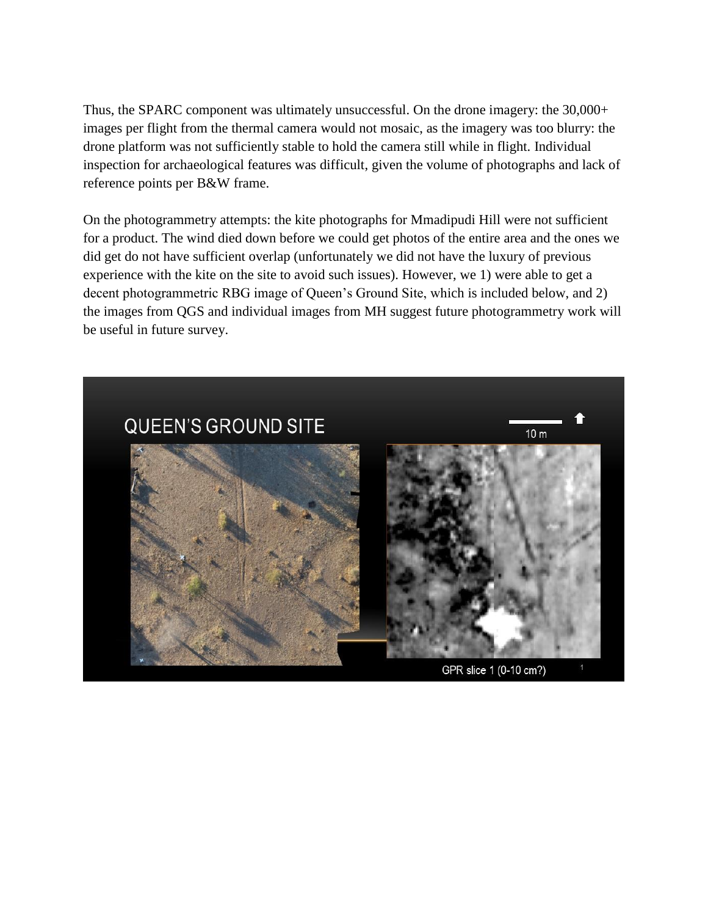Thus, the SPARC component was ultimately unsuccessful. On the drone imagery: the 30,000+ images per flight from the thermal camera would not mosaic, as the imagery was too blurry: the drone platform was not sufficiently stable to hold the camera still while in flight. Individual inspection for archaeological features was difficult, given the volume of photographs and lack of reference points per B&W frame.

On the photogrammetry attempts: the kite photographs for Mmadipudi Hill were not sufficient for a product. The wind died down before we could get photos of the entire area and the ones we did get do not have sufficient overlap (unfortunately we did not have the luxury of previous experience with the kite on the site to avoid such issues). However, we 1) were able to get a decent photogrammetric RBG image of Queen's Ground Site, which is included below, and 2) the images from QGS and individual images from MH suggest future photogrammetry work will be useful in future survey.

QUEEN'S GROUND SITE

10 m

GPR slice 1 (0-10 cm?)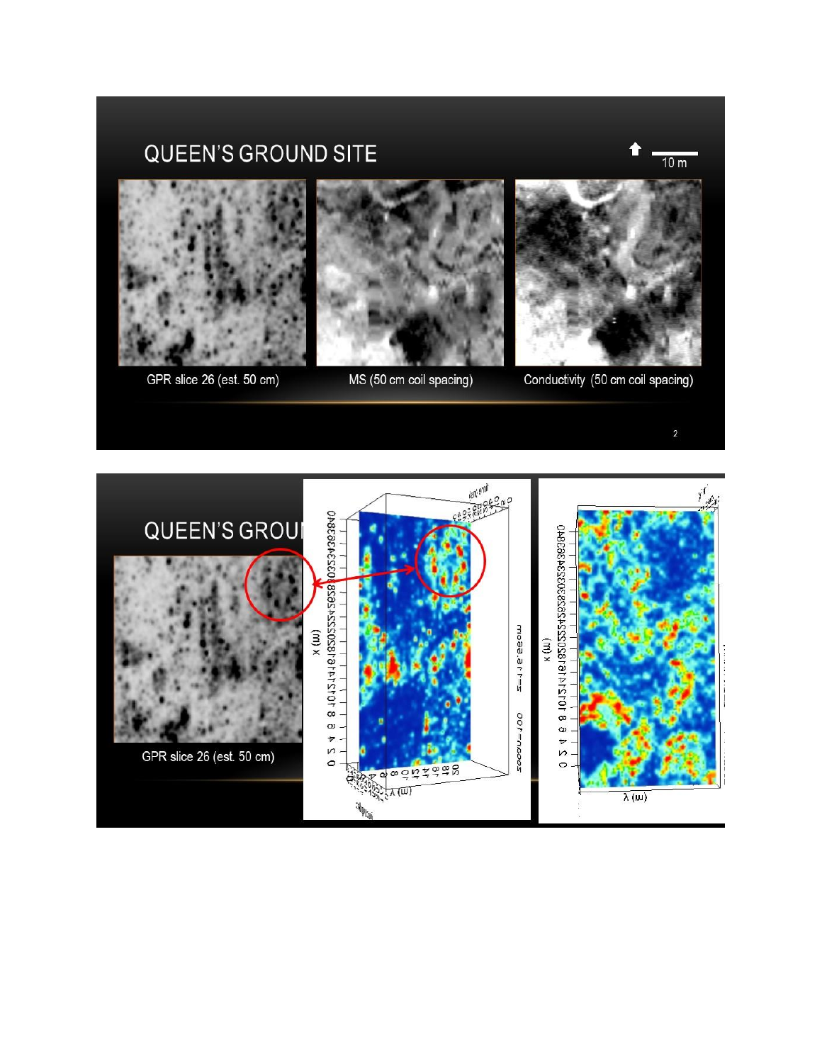## QUEEN'S GROUND SITE

10 m

GPR slice 26 (est. 50 cm)

MS (50 cm coil spacing)

Conductivity (50 cm coil spacing)

## QUEEN'S GROUND SITE

GPR slice 26 (est. 50 cm)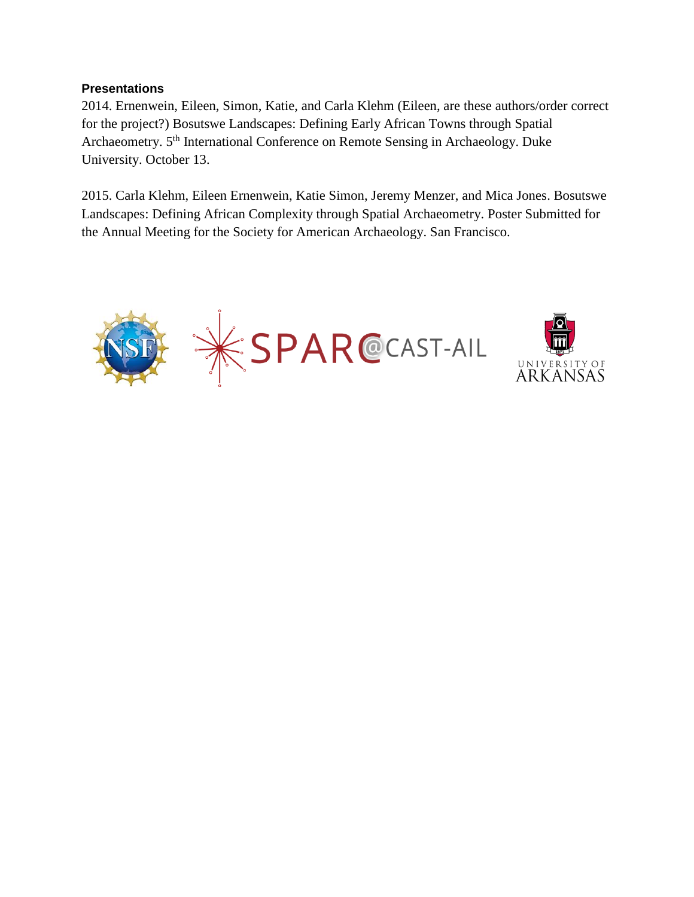**Presentations**

2014. Ernenwein, Eileen, Simon, Katie, and Carla Klehm (Eileen, are these authors/order correct for the project?) Bosutswe Landscapes: Defining Early African Towns through Spatial Archaeometry. 5th International Conference on Remote Sensing in Archaeology. Duke University. October 13.

2015. Carla Klehm, Eileen Ernenwein, Katie Simon, Jeremy Menzer, and Mica Jones. Bosutswe Landscapes: Defining African Complexity through Spatial Archaeometry. Poster Submitted for the Annual Meeting for the Society for American Archaeology. San Francisco.